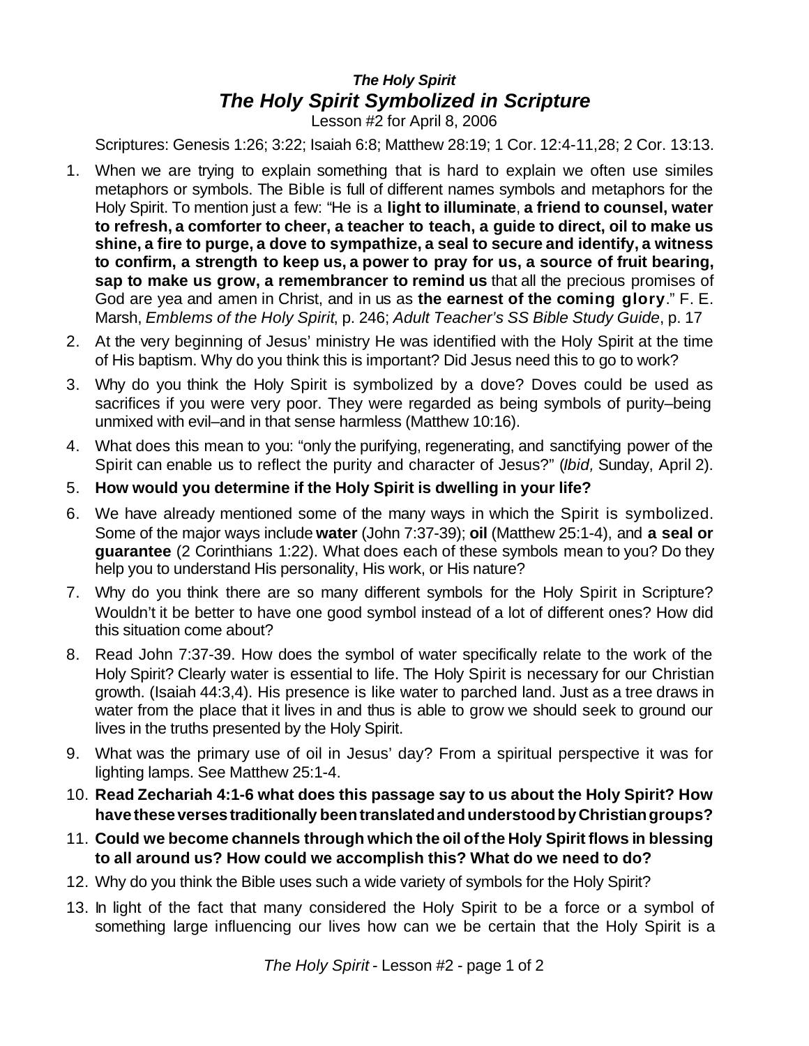### *The Holy Spirit*

## *The Holy Spirit Symbolized in Scripture*

Lesson #2 for April 8, 2006

Scriptures: Genesis 1:26; 3:22; Isaiah 6:8; Matthew 28:19; 1 Cor. 12:4-11,28; 2 Cor. 13:13.

1. When we are trying to explain something that is hard to explain we often use similes metaphors or symbols. The Bible is full of different names symbols and metaphors for the Holy Spirit. To mention just a few: "He is a **light to illuminate**, **a friend to counsel, water to refresh, a comforter to cheer, a teacher to teach, a guide to direct, oil to make us shine, a fire to purge, a dove to sympathize, a seal to secure and identify, a witness to confirm, a strength to keep us, a power to pray for us, a source of fruit bearing, sap to make us grow, a remembrancer to remind us** that all the precious promises of God are yea and amen in Christ, and in us as **the earnest of the coming glory**." F. E. Marsh, *Emblems of the Holy Spirit*, p. 246; *Adult Teacher's SS Bible Study Guide*, p. 17
2. At the very beginning of Jesus' ministry He was identified with the Holy Spirit at the time of His baptism. Why do you think this is important? Did Jesus need this to go to work?
3. Why do you think the Holy Spirit is symbolized by a dove? Doves could be used as sacrifices if you were very poor. They were regarded as being symbols of purity–being unmixed with evil–and in that sense harmless (Matthew 10:16).
4. What does this mean to you: "only the purifying, regenerating, and sanctifying power of the Spirit can enable us to reflect the purity and character of Jesus?" (*Ibid,* Sunday, April 2).
5. **How would you determine if the Holy Spirit is dwelling in your life?**
6. We have already mentioned some of the many ways in which the Spirit is symbolized. Some of the major ways include **water** (John 7:37-39); **oil** (Matthew 25:1-4), and **a seal or guarantee** (2 Corinthians 1:22). What does each of these symbols mean to you? Do they help you to understand His personality, His work, or His nature?
7. Why do you think there are so many different symbols for the Holy Spirit in Scripture? Wouldn't it be better to have one good symbol instead of a lot of different ones? How did this situation come about?
8. Read John 7:37-39. How does the symbol of water specifically relate to the work of the Holy Spirit? Clearly water is essential to life. The Holy Spirit is necessary for our Christian growth. (Isaiah 44:3,4). His presence is like water to parched land. Just as a tree draws in water from the place that it lives in and thus is able to grow we should seek to ground our lives in the truths presented by the Holy Spirit.
9. What was the primary use of oil in Jesus' day? From a spiritual perspective it was for lighting lamps. See Matthew 25:1-4.
10. **Read Zechariah 4:1-6 what does this passage say to us about the Holy Spirit? How have these verses traditionally been translated and understood by Christian groups?**
11. **Could we become channels through which the oil of the Holy Spirit flows in blessing to all around us? How could we accomplish this? What do we need to do?**
12. Why do you think the Bible uses such a wide variety of symbols for the Holy Spirit?
13. In light of the fact that many considered the Holy Spirit to be a force or a symbol of something large influencing our lives how can we be certain that the Holy Spirit is a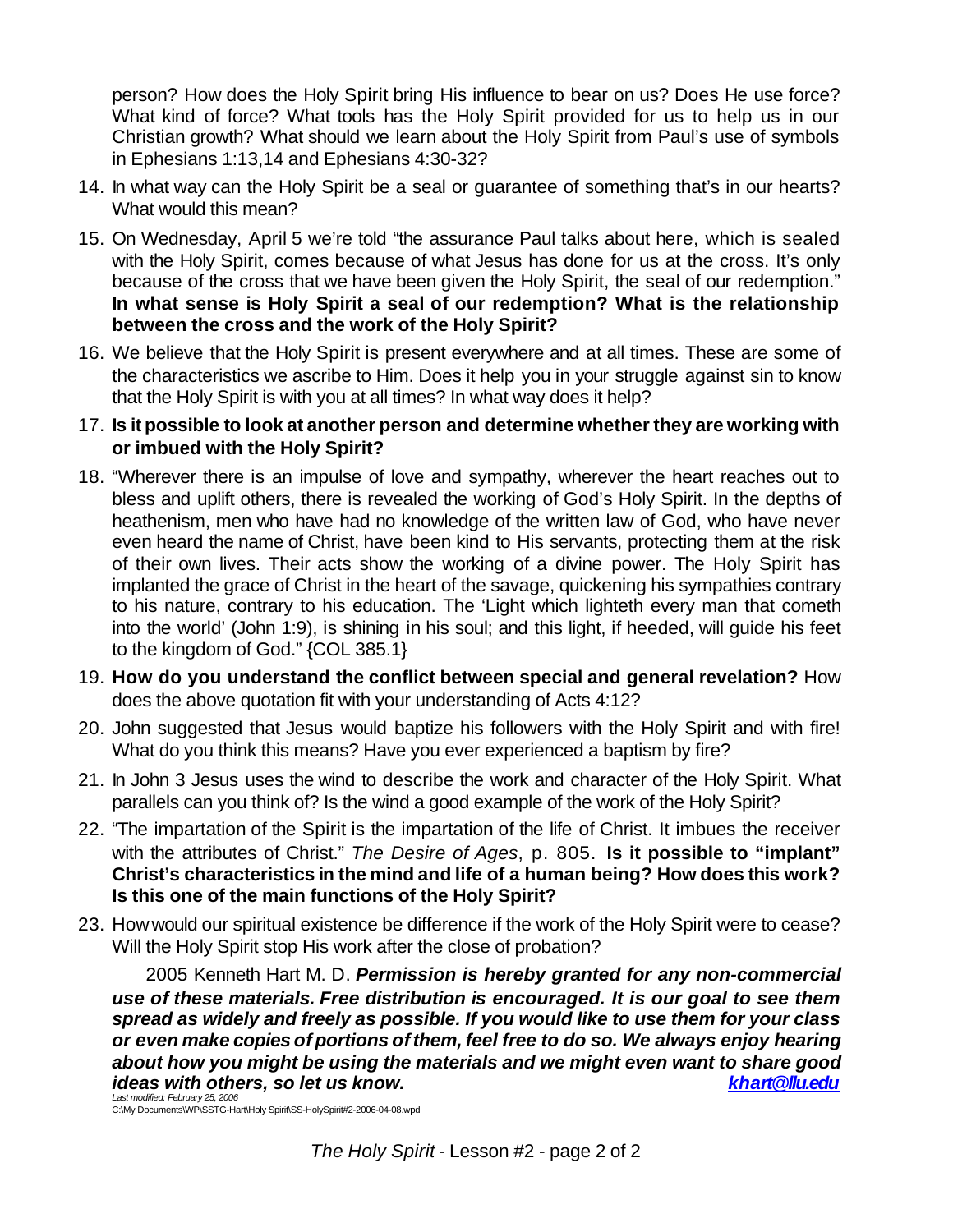person? How does the Holy Spirit bring His influence to bear on us? Does He use force? What kind of force? What tools has the Holy Spirit provided for us to help us in our Christian growth? What should we learn about the Holy Spirit from Paul's use of symbols in Ephesians 1:13,14 and Ephesians 4:30-32?

14. In what way can the Holy Spirit be a seal or guarantee of something that's in our hearts? What would this mean?
15. On Wednesday, April 5 we're told "the assurance Paul talks about here, which is sealed with the Holy Spirit, comes because of what Jesus has done for us at the cross. It's only because of the cross that we have been given the Holy Spirit, the seal of our redemption." **In what sense is Holy Spirit a seal of our redemption? What is the relationship between the cross and the work of the Holy Spirit?**
16. We believe that the Holy Spirit is present everywhere and at all times. These are some of the characteristics we ascribe to Him. Does it help you in your struggle against sin to know that the Holy Spirit is with you at all times? In what way does it help?
17. **Is it possible to look at another person and determine whether they are working with or imbued with the Holy Spirit?**
18. "Wherever there is an impulse of love and sympathy, wherever the heart reaches out to bless and uplift others, there is revealed the working of God's Holy Spirit. In the depths of heathenism, men who have had no knowledge of the written law of God, who have never even heard the name of Christ, have been kind to His servants, protecting them at the risk of their own lives. Their acts show the working of a divine power. The Holy Spirit has implanted the grace of Christ in the heart of the savage, quickening his sympathies contrary to his nature, contrary to his education. The 'Light which lighteth every man that cometh into the world' (John 1:9), is shining in his soul; and this light, if heeded, will guide his feet to the kingdom of God." {COL 385.1}
19. **How do you understand the conflict between special and general revelation?** How does the above quotation fit with your understanding of Acts 4:12?
20. John suggested that Jesus would baptize his followers with the Holy Spirit and with fire! What do you think this means? Have you ever experienced a baptism by fire?
21. In John 3 Jesus uses the wind to describe the work and character of the Holy Spirit. What parallels can you think of? Is the wind a good example of the work of the Holy Spirit?
22. "The impartation of the Spirit is the impartation of the life of Christ. It imbues the receiver with the attributes of Christ." *The Desire of Ages*, p. 805. **Is it possible to "implant" Christ's characteristics in the mind and life of a human being? How does this work? Is this one of the main functions of the Holy Spirit?**
23. How would our spiritual existence be difference if the work of the Holy Spirit were to cease? Will the Holy Spirit stop His work after the close of probation?

2005 Kenneth Hart M. D. ***Permission is hereby granted for any non-commercial use of these materials. Free distribution is encouraged. It is our goal to see them spread as widely and freely as possible. If you would like to use them for your class or even make copies of portions of them, feel free to do so. We always enjoy hearing about how you might be using the materials and we might even want to share good ideas with others, so let us know.*** ***khart@llu.edu***

*Last modified: February 25, 2006*
C:\My Documents\WP\SSTG-Hart\Holy Spirit\SS-HolySpirit#2-2006-04-08.wpd